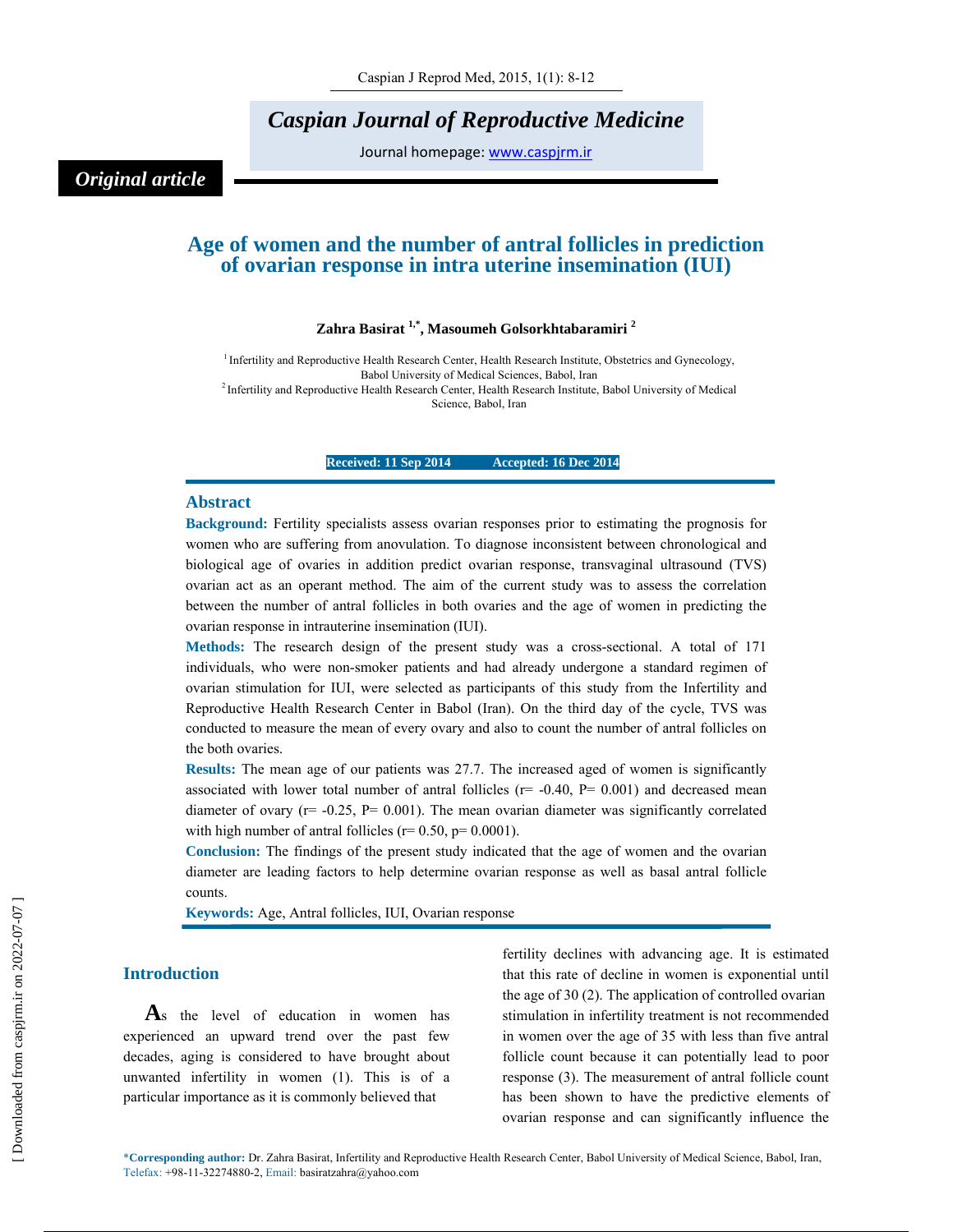*Original article*

# Age of women and the number of antral follicles in prediction of ovarian response in intra uterine insemination (IUI)

**Zahra Basirat [1,*], Masoumeh Golsorkhtabaramiri [2]**

[1] Infertility and Reproductive Health Research Center, Health Research Institute, Obstetrics and Gynecology, Babol University of Medical Sciences, Babol, Iran
[2] Infertility and Reproductive Health Research Center, Health Research Institute, Babol University of Medical Science, Babol, Iran

**Received: 11 Sep 2014 Accepted: 16 Dec 2014**

## Abstract

**Background:** Fertility specialists assess ovarian responses prior to estimating the prognosis for women who are suffering from anovulation. To diagnose inconsistent between chronological and biological age of ovaries in addition predict ovarian response, transvaginal ultrasound (TVS) ovarian act as an operant method. The aim of the current study was to assess the correlation between the number of antral follicles in both ovaries and the age of women in predicting the ovarian response in intrauterine insemination (IUI).

**Methods:** The research design of the present study was a cross-sectional. A total of 171 individuals, who were non-smoker patients and had already undergone a standard regimen of ovarian stimulation for IUI, were selected as participants of this study from the Infertility and Reproductive Health Research Center in Babol (Iran). On the third day of the cycle, TVS was conducted to measure the mean of every ovary and also to count the number of antral follicles on the both ovaries.

**Results:** The mean age of our patients was 27.7. The increased aged of women is significantly associated with lower total number of antral follicles ($r= -0.40$, $P= 0.001$) and decreased mean diameter of ovary ($r= -0.25$, $P= 0.001$). The mean ovarian diameter was significantly correlated with high number of antral follicles ($r= 0.50$, $p= 0.0001$).

**Conclusion:** The findings of the present study indicated that the age of women and the ovarian diameter are leading factors to help determine ovarian response as well as basal antral follicle counts.

**Keywords:** Age, Antral follicles, IUI, Ovarian response

## Introduction

As the level of education in women has experienced an upward trend over the past few decades, aging is considered to have brought about unwanted infertility in women (1). This is of a particular importance as it is commonly believed that fertility declines with advancing age. It is estimated that this rate of decline in women is exponential until the age of 30 (2). The application of controlled ovarian stimulation in infertility treatment is not recommended in women over the age of 35 with less than five antral follicle count because it can potentially lead to poor response (3). The measurement of antral follicle count has been shown to have the predictive elements of ovarian response and can significantly influence the

*Corresponding author: Dr. Zahra Basirat, Infertility and Reproductive Health Research Center, Babol University of Medical Science, Babol, Iran, Telefax: +98-11-32274880-2, Email: basiratzahra@yahoo.com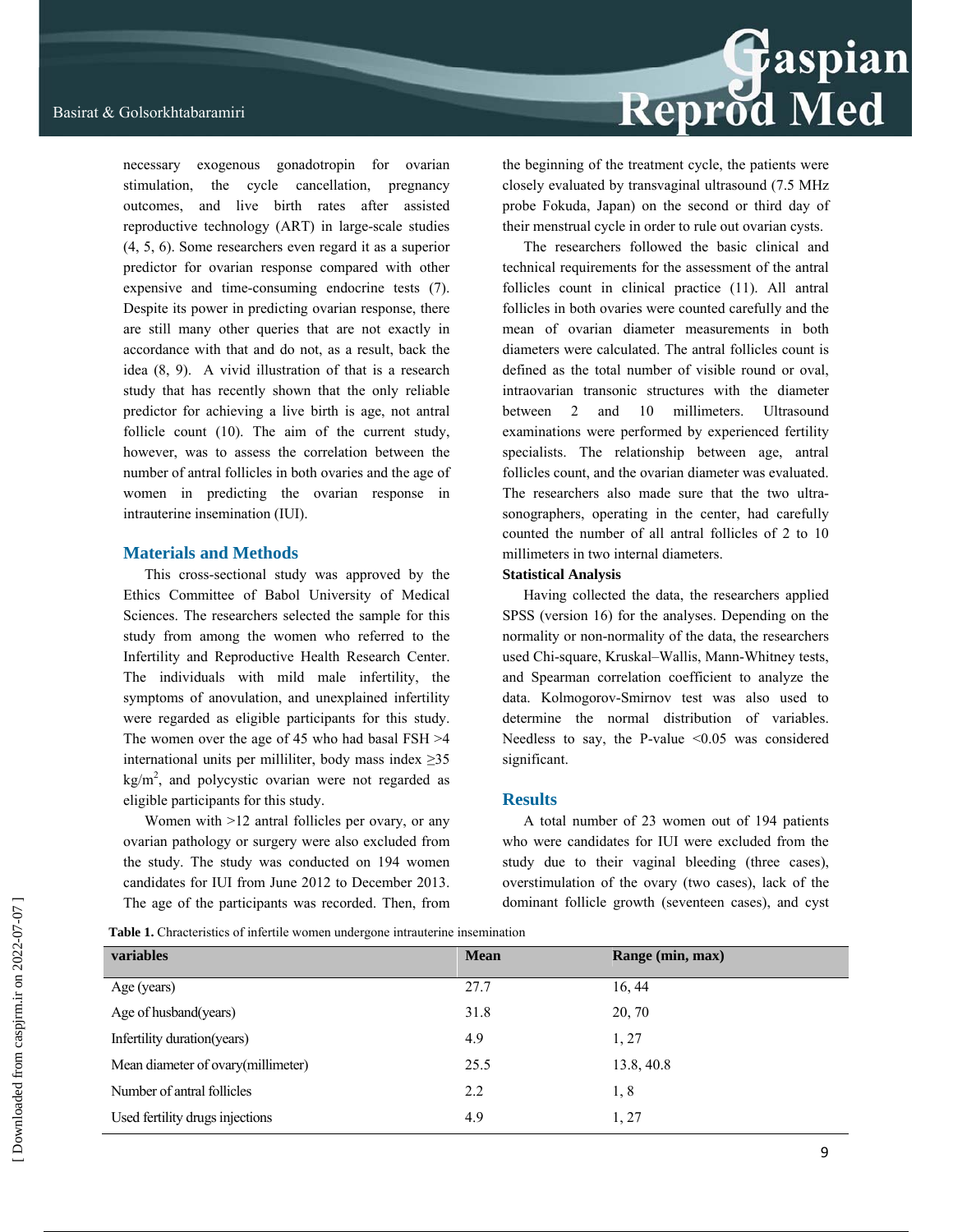necessary exogenous gonadotropin for ovarian stimulation, the cycle cancellation, pregnancy outcomes, and live birth rates after assisted reproductive technology (ART) in large-scale studies (4, 5, 6). Some researchers even regard it as a superior predictor for ovarian response compared with other expensive and time-consuming endocrine tests (7). Despite its power in predicting ovarian response, there are still many other queries that are not exactly in accordance with that and do not, as a result, back the idea (8, 9). A vivid illustration of that is a research study that has recently shown that the only reliable predictor for achieving a live birth is age, not antral follicle count (10). The aim of the current study, however, was to assess the correlation between the number of antral follicles in both ovaries and the age of women in predicting the ovarian response in intrauterine insemination (IUI).

## Materials and Methods

This cross-sectional study was approved by the Ethics Committee of Babol University of Medical Sciences. The researchers selected the sample for this study from among the women who referred to the Infertility and Reproductive Health Research Center. The individuals with mild male infertility, the symptoms of anovulation, and unexplained infertility were regarded as eligible participants for this study. The women over the age of 45 who had basal FSH >4 international units per milliliter, body mass index ≥35 kg/m$^2$, and polycystic ovarian were not regarded as eligible participants for this study.

Women with >12 antral follicles per ovary, or any ovarian pathology or surgery were also excluded from the study. The study was conducted on 194 women candidates for IUI from June 2012 to December 2013. The age of the participants was recorded. Then, from the beginning of the treatment cycle, the patients were closely evaluated by transvaginal ultrasound (7.5 MHz probe Fokuda, Japan) on the second or third day of their menstrual cycle in order to rule out ovarian cysts.

The researchers followed the basic clinical and technical requirements for the assessment of the antral follicles count in clinical practice (11). All antral follicles in both ovaries were counted carefully and the mean of ovarian diameter measurements in both diameters were calculated. The antral follicles count is defined as the total number of visible round or oval, intraovarian transonic structures with the diameter between 2 and 10 millimeters. Ultrasound examinations were performed by experienced fertility specialists. The relationship between age, antral follicles count, and the ovarian diameter was evaluated. The researchers also made sure that the two ultra-sonographers, operating in the center, had carefully counted the number of all antral follicles of 2 to 10 millimeters in two internal diameters.

**Statistical Analysis**

Having collected the data, the researchers applied SPSS (version 16) for the analyses. Depending on the normality or non-normality of the data, the researchers used Chi-square, Kruskal–Wallis, Mann-Whitney tests, and Spearman correlation coefficient to analyze the data. Kolmogorov-Smirnov test was also used to determine the normal distribution of variables. Needless to say, the P-value <0.05 was considered significant.

## Results

A total number of 23 women out of 194 patients who were candidates for IUI were excluded from the study due to their vaginal bleeding (three cases), overstimulation of the ovary (two cases), lack of the dominant follicle growth (seventeen cases), and cyst

**Table 1.** Chracteristics of infertile women undergone intrauterine insemination

| variables | Mean | Range (min, max) |
|---|---|---|
| Age (years) | 27.7 | 16, 44 |
| Age of husband(years) | 31.8 | 20, 70 |
| Infertility duration(years) | 4.9 | 1, 27 |
| Mean diameter of ovary(millimeter) | 25.5 | 13.8, 40.8 |
| Number of antral follicles | 2.2 | 1, 8 |
| Used fertility drugs injections | 4.9 | 1, 27 |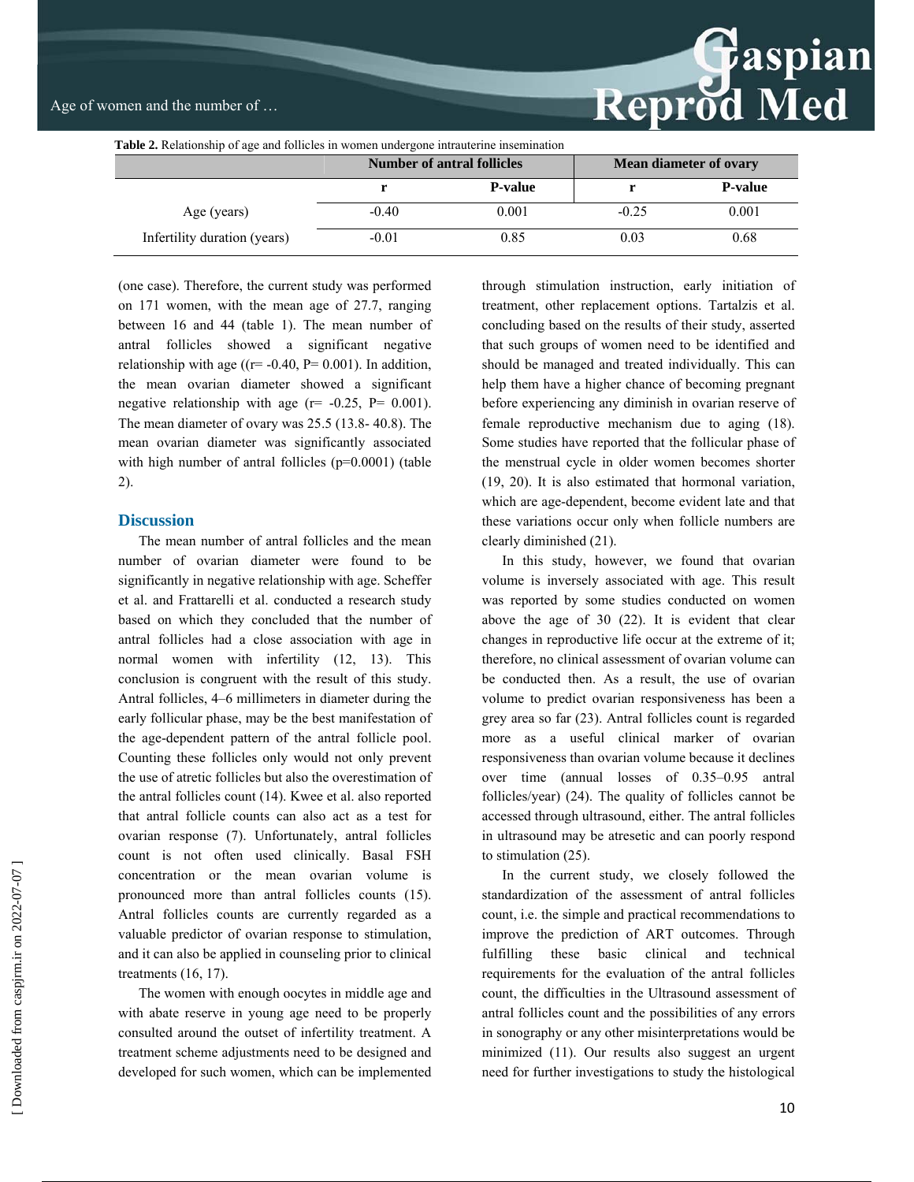**Table 2.** Relationship of age and follicles in women undergone intrauterine insemination

| | Number of antral follicles | | Mean diameter of ovary | |
|---|---|---|---|---|
| | r | P-value | r | P-value |
| Age (years) | -0.40 | 0.001 | -0.25 | 0.001 |
| Infertility duration (years) | -0.01 | 0.85 | 0.03 | 0.68 |

(one case). Therefore, the current study was performed on 171 women, with the mean age of 27.7, ranging between 16 and 44 (table 1). The mean number of antral follicles showed a significant negative relationship with age ((r= -0.40, P= 0.001). In addition, the mean ovarian diameter showed a significant negative relationship with age (r= -0.25, P= 0.001). The mean diameter of ovary was 25.5 (13.8- 40.8). The mean ovarian diameter was significantly associated with high number of antral follicles (p=0.0001) (table 2).

## Discussion

The mean number of antral follicles and the mean number of ovarian diameter were found to be significantly in negative relationship with age. Scheffer et al. and Frattarelli et al. conducted a research study based on which they concluded that the number of antral follicles had a close association with age in normal women with infertility (12, 13). This conclusion is congruent with the result of this study. Antral follicles, 4–6 millimeters in diameter during the early follicular phase, may be the best manifestation of the age-dependent pattern of the antral follicle pool. Counting these follicles only would not only prevent the use of atretic follicles but also the overestimation of the antral follicles count (14). Kwee et al. also reported that antral follicle counts can also act as a test for ovarian response (7). Unfortunately, antral follicles count is not often used clinically. Basal FSH concentration or the mean ovarian volume is pronounced more than antral follicles counts (15). Antral follicles counts are currently regarded as a valuable predictor of ovarian response to stimulation, and it can also be applied in counseling prior to clinical treatments (16, 17).

The women with enough oocytes in middle age and with abate reserve in young age need to be properly consulted around the outset of infertility treatment. A treatment scheme adjustments need to be designed and developed for such women, which can be implemented through stimulation instruction, early initiation of treatment, other replacement options. Tartalzis et al. concluding based on the results of their study, asserted that such groups of women need to be identified and should be managed and treated individually. This can help them have a higher chance of becoming pregnant before experiencing any diminish in ovarian reserve of female reproductive mechanism due to aging (18). Some studies have reported that the follicular phase of the menstrual cycle in older women becomes shorter (19, 20). It is also estimated that hormonal variation, which are age-dependent, become evident late and that these variations occur only when follicle numbers are clearly diminished (21).

In this study, however, we found that ovarian volume is inversely associated with age. This result was reported by some studies conducted on women above the age of 30 (22). It is evident that clear changes in reproductive life occur at the extreme of it; therefore, no clinical assessment of ovarian volume can be conducted then. As a result, the use of ovarian volume to predict ovarian responsiveness has been a grey area so far (23). Antral follicles count is regarded more as a useful clinical marker of ovarian responsiveness than ovarian volume because it declines over time (annual losses of 0.35–0.95 antral follicles/year) (24). The quality of follicles cannot be accessed through ultrasound, either. The antral follicles in ultrasound may be atresetic and can poorly respond to stimulation (25).

In the current study, we closely followed the standardization of the assessment of antral follicles count, i.e. the simple and practical recommendations to improve the prediction of ART outcomes. Through fulfilling these basic clinical and technical requirements for the evaluation of the antral follicles count, the difficulties in the Ultrasound assessment of antral follicles count and the possibilities of any errors in sonography or any other misinterpretations would be minimized (11). Our results also suggest an urgent need for further investigations to study the histological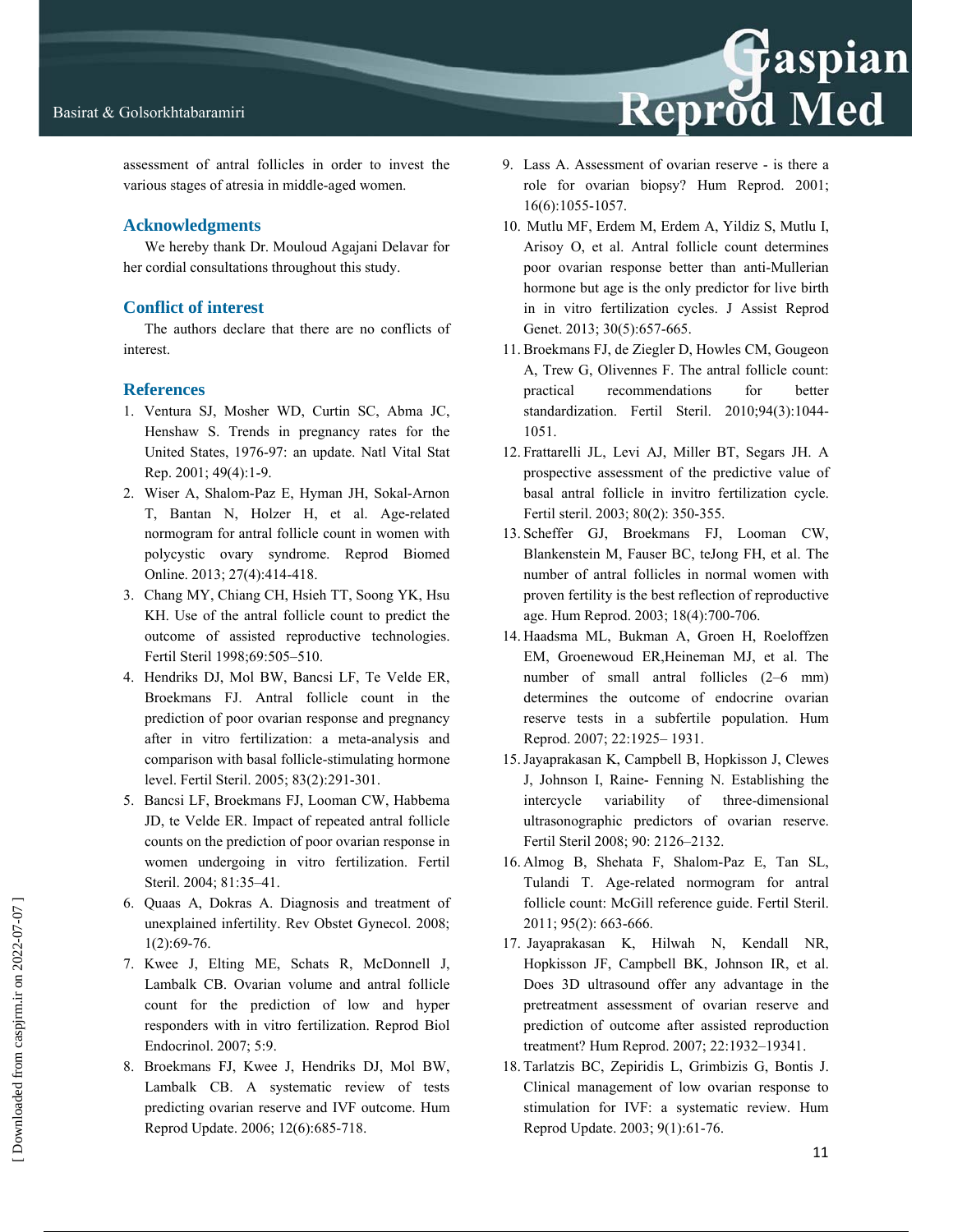assessment of antral follicles in order to invest the various stages of atresia in middle-aged women.

## Acknowledgments

We hereby thank Dr. Mouloud Agajani Delavar for her cordial consultations throughout this study.

## Conflict of interest

The authors declare that there are no conflicts of interest.

## References

1. Ventura SJ, Mosher WD, Curtin SC, Abma JC, Henshaw S. Trends in pregnancy rates for the United States, 1976-97: an update. Natl Vital Stat Rep. 2001; 49(4):1-9.
2. Wiser A, Shalom-Paz E, Hyman JH, Sokal-Arnon T, Bantan N, Holzer H, et al. Age-related normogram for antral follicle count in women with polycystic ovary syndrome. Reprod Biomed Online. 2013; 27(4):414-418.
3. Chang MY, Chiang CH, Hsieh TT, Soong YK, Hsu KH. Use of the antral follicle count to predict the outcome of assisted reproductive technologies. Fertil Steril 1998;69:505–510.
4. Hendriks DJ, Mol BW, Bancsi LF, Te Velde ER, Broekmans FJ. Antral follicle count in the prediction of poor ovarian response and pregnancy after in vitro fertilization: a meta-analysis and comparison with basal follicle-stimulating hormone level. Fertil Steril. 2005; 83(2):291-301.
5. Bancsi LF, Broekmans FJ, Looman CW, Habbema JD, te Velde ER. Impact of repeated antral follicle counts on the prediction of poor ovarian response in women undergoing in vitro fertilization. Fertil Steril. 2004; 81:35–41.
6. Quaas A, Dokras A. Diagnosis and treatment of unexplained infertility. Rev Obstet Gynecol. 2008; 1(2):69-76.
7. Kwee J, Elting ME, Schats R, McDonnell J, Lambalk CB. Ovarian volume and antral follicle count for the prediction of low and hyper responders with in vitro fertilization. Reprod Biol Endocrinol. 2007; 5:9.
8. Broekmans FJ, Kwee J, Hendriks DJ, Mol BW, Lambalk CB. A systematic review of tests predicting ovarian reserve and IVF outcome. Hum Reprod Update. 2006; 12(6):685-718.
9. Lass A. Assessment of ovarian reserve - is there a role for ovarian biopsy? Hum Reprod. 2001; 16(6):1055-1057.
10. Mutlu MF, Erdem M, Erdem A, Yildiz S, Mutlu I, Arisoy O, et al. Antral follicle count determines poor ovarian response better than anti-Mullerian hormone but age is the only predictor for live birth in in vitro fertilization cycles. J Assist Reprod Genet. 2013; 30(5):657-665.
11. Broekmans FJ, de Ziegler D, Howles CM, Gougeon A, Trew G, Olivennes F. The antral follicle count: practical recommendations for better standardization. Fertil Steril. 2010;94(3):1044-1051.
12. Frattarelli JL, Levi AJ, Miller BT, Segars JH. A prospective assessment of the predictive value of basal antral follicle in invitro fertilization cycle. Fertil steril. 2003; 80(2): 350-355.
13. Scheffer GJ, Broekmans FJ, Looman CW, Blankenstein M, Fauser BC, teJong FH, et al. The number of antral follicles in normal women with proven fertility is the best reflection of reproductive age. Hum Reprod. 2003; 18(4):700-706.
14. Haadsma ML, Bukman A, Groen H, Roeloffzen EM, Groenewoud ER,Heineman MJ, et al. The number of small antral follicles (2–6 mm) determines the outcome of endocrine ovarian reserve tests in a subfertile population. Hum Reprod. 2007; 22:1925– 1931.
15. Jayaprakasan K, Campbell B, Hopkisson J, Clewes J, Johnson I, Raine- Fenning N. Establishing the intercycle variability of three-dimensional ultrasonographic predictors of ovarian reserve. Fertil Steril 2008; 90: 2126–2132.
16. Almog B, Shehata F, Shalom-Paz E, Tan SL, Tulandi T. Age-related normogram for antral follicle count: McGill reference guide. Fertil Steril. 2011; 95(2): 663-666.
17. Jayaprakasan K, Hilwah N, Kendall NR, Hopkisson JF, Campbell BK, Johnson IR, et al. Does 3D ultrasound offer any advantage in the pretreatment assessment of ovarian reserve and prediction of outcome after assisted reproduction treatment? Hum Reprod. 2007; 22:1932–19341.
18. Tarlatzis BC, Zepiridis L, Grimbizis G, Bontis J. Clinical management of low ovarian response to stimulation for IVF: a systematic review. Hum Reprod Update. 2003; 9(1):61-76.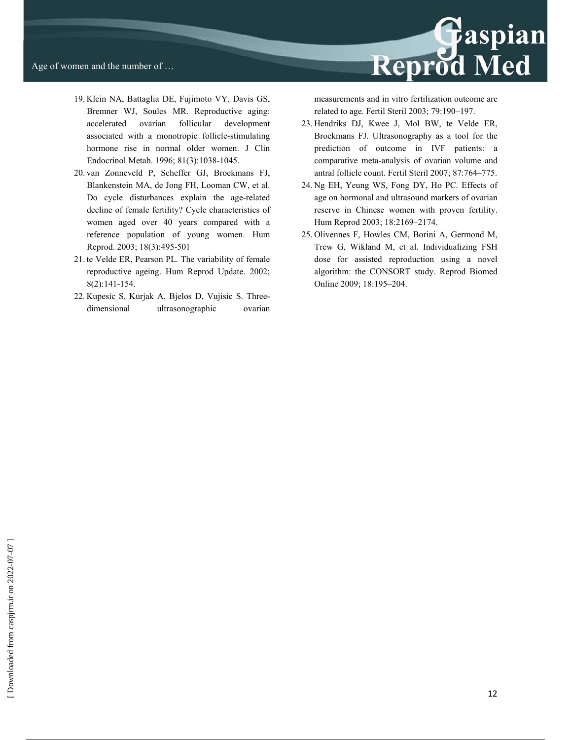19. Klein NA, Battaglia DE, Fujimoto VY, Davis GS, Bremner WJ, Soules MR. Reproductive aging: accelerated ovarian follicular development associated with a monotropic follicle-stimulating hormone rise in normal older women. J Clin Endocrinol Metab. 1996; 81(3):1038-1045.
20. van Zonneveld P, Scheffer GJ, Broekmans FJ, Blankenstein MA, de Jong FH, Looman CW, et al. Do cycle disturbances explain the age-related decline of female fertility? Cycle characteristics of women aged over 40 years compared with a reference population of young women. Hum Reprod. 2003; 18(3):495-501
21. te Velde ER, Pearson PL. The variability of female reproductive ageing. Hum Reprod Update. 2002; 8(2):141-154.
22. Kupesic S, Kurjak A, Bjelos D, Vujisic S. Three-dimensional ultrasonographic ovarian measurements and in vitro fertilization outcome are related to age. Fertil Steril 2003; 79:190–197.
23. Hendriks DJ, Kwee J, Mol BW, te Velde ER, Broekmans FJ. Ultrasonography as a tool for the prediction of outcome in IVF patients: a comparative meta-analysis of ovarian volume and antral follicle count. Fertil Steril 2007; 87:764–775.
24. Ng EH, Yeung WS, Fong DY, Ho PC. Effects of age on hormonal and ultrasound markers of ovarian reserve in Chinese women with proven fertility. Hum Reprod 2003; 18:2169–2174.
25. Olivennes F, Howles CM, Borini A, Germond M, Trew G, Wikland M, et al. Individualizing FSH dose for assisted reproduction using a novel algorithm: the CONSORT study. Reprod Biomed Online 2009; 18:195–204.